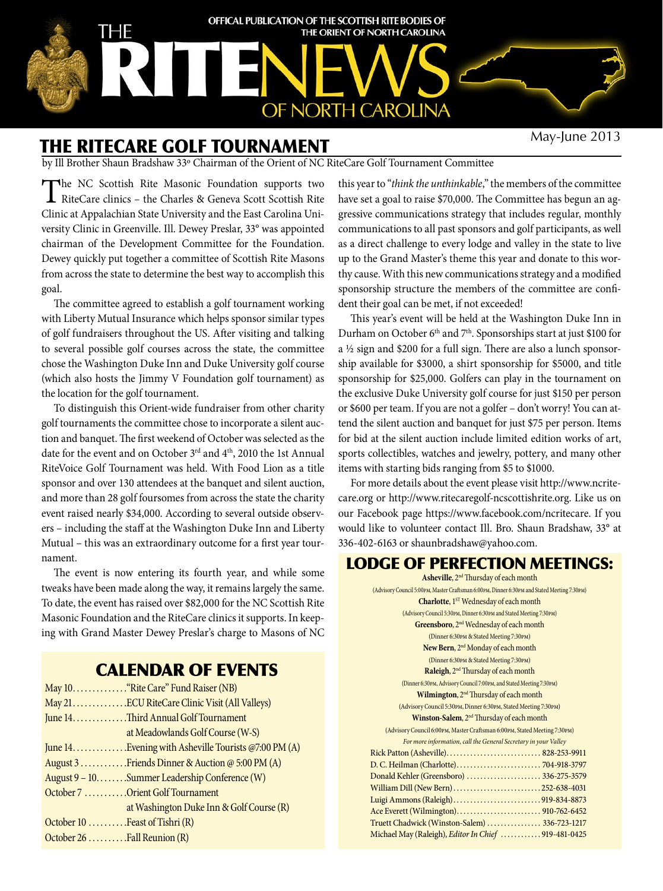# THE RITENEWS OF NORTH CAROLINA

OFFICAL PUBLICATION OF THE SCOTTISH RITE BODIES OF THE ORIENT OF NORTH CAROLINA

May-June 2013

## THE RITECARE GOLF TOURNAMENT

by Ill Brother Shaun Bradshaw 33° Chairman of the Orient of NC RiteCare Golf Tournament Committee

The NC Scottish Rite Masonic Foundation supports two RiteCare clinics – the Charles & Geneva Scott Scottish Rite Clinic at Appalachian State University and the East Carolina University Clinic in Greenville. Ill. Dewey Preslar, 33° was appointed chairman of the Development Committee for the Foundation. Dewey quickly put together a committee of Scottish Rite Masons from across the state to determine the best way to accomplish this goal.

The committee agreed to establish a golf tournament working with Liberty Mutual Insurance which helps sponsor similar types of golf fundraisers throughout the US. After visiting and talking to several possible golf courses across the state, the committee chose the Washington Duke Inn and Duke University golf course (which also hosts the Jimmy V Foundation golf tournament) as the location for the golf tournament.

To distinguish this Orient-wide fundraiser from other charity golf tournaments the committee chose to incorporate a silent auction and banquet. The first weekend of October was selected as the date for the event and on October 3rd and 4th, 2010 the 1st Annual RiteVoice Golf Tournament was held. With Food Lion as a title sponsor and over 130 attendees at the banquet and silent auction, and more than 28 golf foursomes from across the state the charity event raised nearly $34,000. According to several outside observers – including the staff at the Washington Duke Inn and Liberty Mutual – this was an extraordinary outcome for a first year tournament.

The event is now entering its fourth year, and while some tweaks have been made along the way, it remains largely the same. To date, the event has raised over $82,000 for the NC Scottish Rite Masonic Foundation and the RiteCare clinics it supports. In keeping with Grand Master Dewey Preslar's charge to Masons of NC this year to "*think the unthinkable*," the members of the committee have set a goal to raise $70,000. The Committee has begun an aggressive communications strategy that includes regular, monthly communications to all past sponsors and golf participants, as well as a direct challenge to every lodge and valley in the state to live up to the Grand Master's theme this year and donate to this worthy cause. With this new communications strategy and a modified sponsorship structure the members of the committee are confident their goal can be met, if not exceeded!

This year's event will be held at the Washington Duke Inn in Durham on October 6th and 7th. Sponsorships start at just $100 for a ½ sign and $200 for a full sign. There are also a lunch sponsorship available for $3000, a shirt sponsorship for $5000, and title sponsorship for $25,000. Golfers can play in the tournament on the exclusive Duke University golf course for just $150 per person or $600 per team. If you are not a golfer – don't worry! You can attend the silent auction and banquet for just $75 per person. Items for bid at the silent auction include limited edition works of art, sports collectibles, watches and jewelry, pottery, and many other items with starting bids ranging from $5 to $1000.

For more details about the event please visit http://www.ncritecare.org or http://www.ritecaregolf-ncscottishrite.org. Like us on our Facebook page https://www.facebook.com/ncritecare. If you would like to volunteer contact Ill. Bro. Shaun Bradshaw, 33° at 336-402-6163 or shaunbradshaw@yahoo.com.

## CALENDAR OF EVENTS

| Date | Event |
|---|---|
| May 10 | "Rite Care" Fund Raiser (NB) |
| May 21 | ECU RiteCare Clinic Visit (All Valleys) |
| June 14 | Third Annual Golf Tournament at Meadowlands Golf Course (W-S) |
| June 14 | Evening with Asheville Tourists @7:00 PM (A) |
| August 3 | Friends Dinner & Auction @ 5:00 PM (A) |
| August 9 – 10 | Summer Leadership Conference (W) |
| October 7 | Orient Golf Tournament at Washington Duke Inn & Golf Course (R) |
| October 10 | Feast of Tishri (R) |
| October 26 | Fall Reunion (R) |

## LODGE OF PERFECTION MEETINGS:

**Asheville**, 2nd Thursday of each month
(Advisory Council 5:00PM, Master Craftsman 6:00PM, Dinner 6:30PM and Stated Meeting 7:30PM)

**Charlotte**, 1ST Wednesday of each month
(Advisory Council 5:30PM, Dinner 6:30PM and Stated Meeting 7:30PM)

**Greensboro**, 2nd Wednesday of each month
(Dinner 6:30PM & Stated Meeting 7:30PM)

**New Bern**, 2nd Monday of each month
(Dinner 6:30PM & Stated Meeting 7:30PM)

**Raleigh**, 2nd Thursday of each month
(Dinner 6:30PM, Advisory Council 7:00PM, and Stated Meeting 7:30PM)

**Wilmington**, 2nd Thursday of each month
(Advisory Council 5:30PM, Dinner 6:30PM, Stated Meeting 7:30PM)

**Winston-Salem**, 2nd Thursday of each month
(Advisory Council 6:00PM, Master Craftsman 6:00PM, Stated Meeting 7:30PM)

*For more information, call the General Secretary in your Valley*

| Name | Phone |
|---|---|
| Rick Patton (Asheville) | 828-253-9911 |
| D. C. Heilman (Charlotte) | 704-918-3797 |
| Donald Kehler (Greensboro) | 336-275-3579 |
| William Dill (New Bern) | 252-638-4031 |
| Luigi Ammons (Raleigh) | 919-834-8873 |
| Ace Everett (Wilmington) | 910-762-6452 |
| Truett Chadwick (Winston-Salem) | 336-723-1217 |
| Michael May (Raleigh), *Editor In Chief* | 919-481-0425 |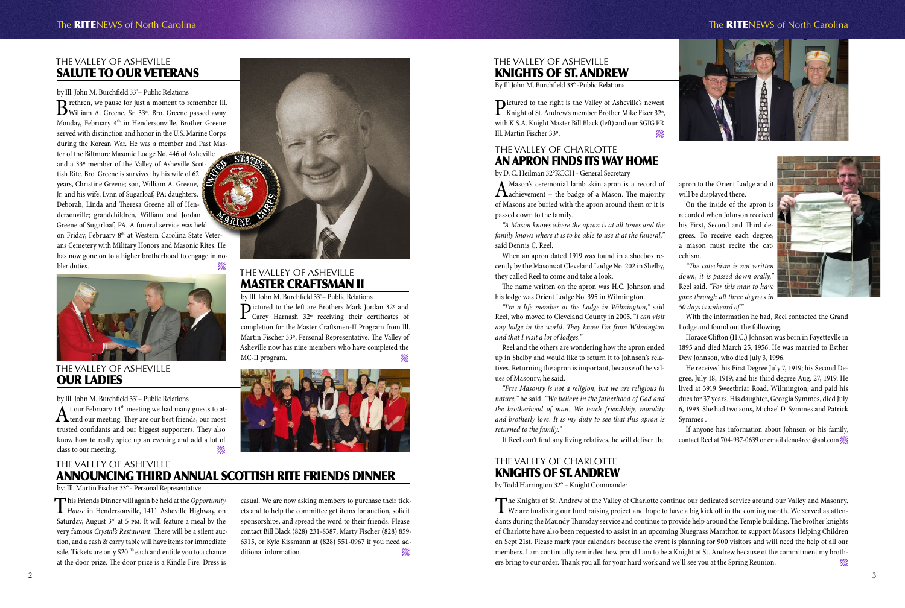## THE VALLEY OF ASHEVILLE
## SALUTE TO OUR VETERANS

by Ill. John M. Burchfield 33°– Public Relations

Brethren, we pause for just a moment to remember Ill. William A. Greene, Sr. 33°. Bro. Greene passed away Monday, February 4th in Hendersonville. Brother Greene served with distinction and honor in the U.S. Marine Corps during the Korean War. He was a member and Past Master of the Biltmore Masonic Lodge No. 446 of Asheville and a 33° member of the Valley of Asheville Scottish Rite. Bro. Greene is survived by his wife of 62 years, Christine Greene; son, William A. Greene, Jr. and his wife, Lynn of Sugarloaf, PA; daughters, Deborah, Linda and Theresa Greene all of Hendersonville; grandchildren, William and Jordan Greene of Sugarloaf, PA. A funeral service was held on Friday, February 8th at Western Carolina State Veterans Cemetery with Military Honors and Masonic Rites. He has now gone on to a higher brotherhood to engage in nobler duties.

## THE VALLEY OF ASHEVILLE
## MASTER CRAFTSMAN II

by Ill. John M. Burchfield 33°– Public Relations

Pictured to the left are Brothers Mark Jordan 32° and Carey Harnash 32° receiving their certificates of completion for the Master Craftsmen-II Program from Ill. Martin Fischer 33°, Personal Representative. The Valley of Asheville now has nine members who have completed the MC-II program.

## THE VALLEY OF ASHEVILLE
## OUR LADIES

by Ill. John M. Burchfield 33°– Public Relations

At our February 14th meeting we had many guests to attend our meeting. They are our best friends, our most trusted confidants and our biggest supporters. They also know how to really spice up an evening and add a lot of class to our meeting.

## THE VALLEY OF ASHEVILLE
## ANNOUNCING THIRD ANNUAL SCOTTISH RITE FRIENDS DINNER

by: Ill. Martin Fischer 33° - Personal Representative

This Friends Dinner will again be held at the *Opportunity House* in Hendersonville, 1411 Asheville Highway, on Saturday, August 3rd at 5 PM. It will feature a meal by the very famous *Crystal's Restaurant*. There will be a silent auction, and a cash & carry table will have items for immediate sale. Tickets are only $20.00 each and entitle you to a chance at the door prize. The door prize is a Kindle Fire. Dress is casual. We are now asking members to purchase their tickets and to help the committee get items for auction, solicit sponsorships, and spread the word to their friends. Please contact Bill Black (828) 231-8387, Marty Fischer (828) 859-6315, or Kyle Kissmann at (828) 551-0967 if you need additional information.

## THE VALLEY OF ASHEVILLE
## KNIGHTS OF ST. ANDREW

By Ill John M. Burchfield 33° -Public Relations

Pictured to the right is the Valley of Asheville's newest Knight of St. Andrew's member Brother Mike Fizer 32°, with K.S.A. Knight Master Bill Black (left) and our SGIG PR Ill. Martin Fischer 33°.

## THE VALLEY OF CHARLOTTE
## AN APRON FINDS ITS WAY HOME

by D. C. Heilman 32°KCCH - General Secretary

A Mason's ceremonial lamb skin apron is a record of achievement – the badge of a Mason. The majority of Masons are buried with the apron around them or it is passed down to the family.

*"A Mason knows where the apron is at all times and the family knows where it is to be able to use it at the funeral,"* said Dennis C. Reel.

When an apron dated 1919 was found in a shoebox recently by the Masons at Cleveland Lodge No. 202 in Shelby, they called Reel to come and take a look.

The name written on the apron was H.C. Johnson and his lodge was Orient Lodge No. 395 in Wilmington.

*"I'm a life member at the Lodge in Wilmington,"* said Reel, who moved to Cleveland County in 2005. *"I can visit any lodge in the world. They know I'm from Wilmington and that I visit a lot of lodges."*

Reel and the others are wondering how the apron ended up in Shelby and would like to return it to Johnson's relatives. Returning the apron is important, because of the values of Masonry, he said.

*"Free Masonry is not a religion, but we are religious in nature,"* he said. *"We believe in the fatherhood of God and the brotherhood of man. We teach friendship, morality and brotherly love. It is my duty to see that this apron is returned to the family."*

If Reel can't find any living relatives, he will deliver the apron to the Orient Lodge and it will be displayed there.

On the inside of the apron is recorded when Johnson received his First, Second and Third degrees. To receive each degree, a mason must recite the catechism.

*"The catechism is not written down, it is passed down orally,"* Reel said. *"For this man to have gone through all three degrees in 50 days is unheard of."*

With the information he had, Reel contacted the Grand Lodge and found out the following.

Horace Clifton (H.C.) Johnson was born in Fayettevlle in 1895 and died March 25, 1956. He was married to Esther Dew Johnson, who died July 3, 1996.

He received his First Degree July 7, 1919; his Second Degree, July 18, 1919; and his third degree Aug. 27, 1919. He lived at 3919 Sweetbriar Road, Wilmington, and paid his dues for 37 years. His daughter, Georgia Symmes, died July 6, 1993. She had two sons, Michael D. Symmes and Patrick Symmes .

If anyone has information about Johnson or his family, contact Reel at 704-937-0639 or email deno4reel@aol.com

## THE VALLEY OF CHARLOTTE
## KNIGHTS OF ST. ANDREW

by Todd Harrington 32° – Knight Commander

The Knights of St. Andrew of the Valley of Charlotte continue our dedicated service around our Valley and Masonry. We are finalizing our fund raising project and hope to have a big kick off in the coming month. We served as attendants during the Maundy Thursday service and continue to provide help around the Temple building. The brother knights of Charlotte have also been requested to assist in an upcoming Bluegrass Marathon to support Masons Helping Children on Sept 21st. Please mark your calendars because the event is planning for 900 visitors and will need the help of all our members. I am continually reminded how proud I am to be a Knight of St. Andrew because of the commitment my brothers bring to our order. Thank you all for your hard work and we'll see you at the Spring Reunion.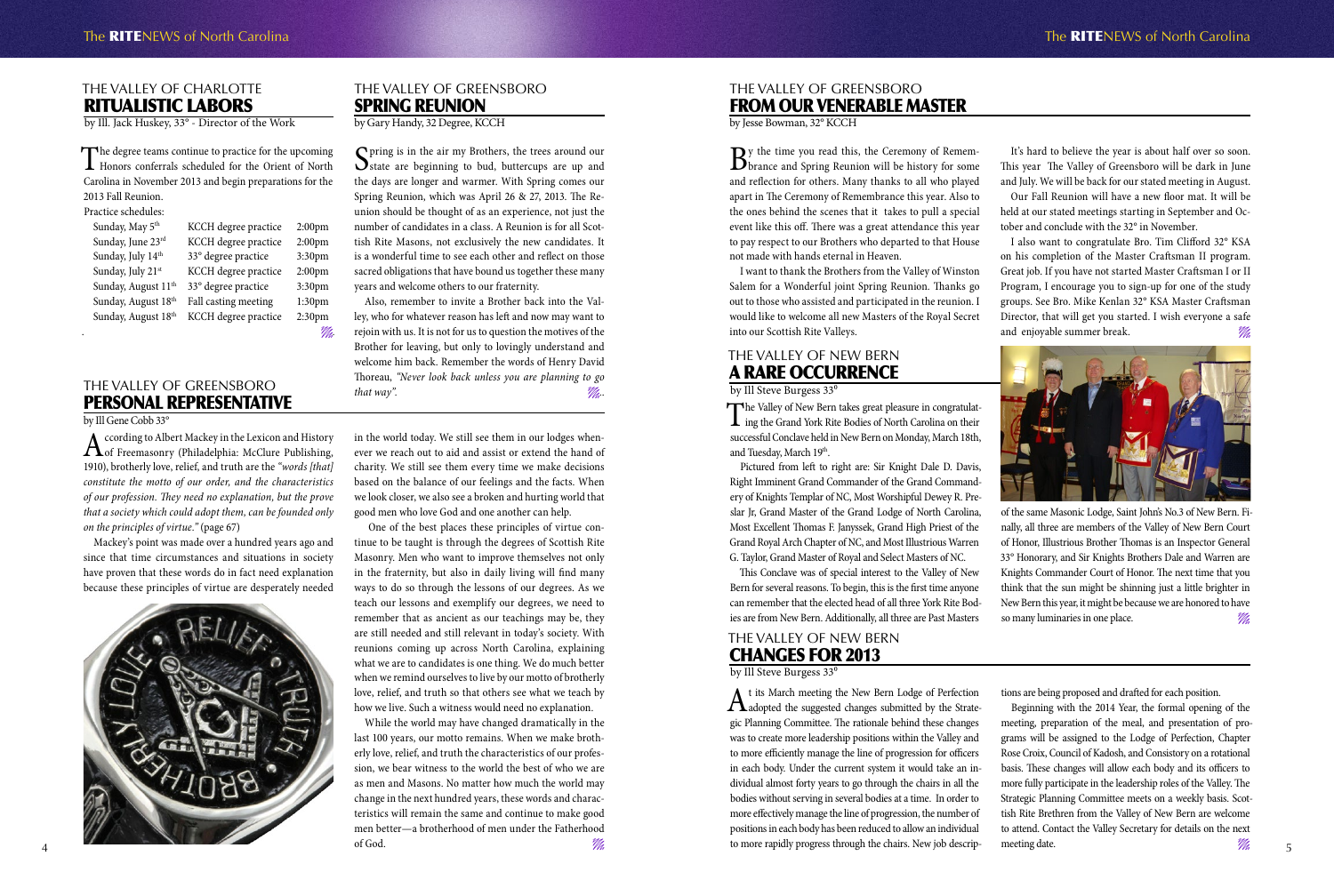## THE VALLEY OF CHARLOTTE
# RITUALISTIC LABORS

by Ill. Jack Huskey, 33° - Director of the Work

The degree teams continue to practice for the upcoming Honors conferrals scheduled for the Orient of North Carolina in November 2013 and begin preparations for the 2013 Fall Reunion.

Practice schedules:

| | | |
|---|---|---|
| Sunday, May 5th | KCCH degree practice | 2:00pm |
| Sunday, June 23rd | KCCH degree practice | 2:00pm |
| Sunday, July 14th | 33° degree practice | 3:30pm |
| Sunday, July 21st | KCCH degree practice | 2:00pm |
| Sunday, August 11th | 33° degree practice | 3:30pm |
| Sunday, August 18th | Fall casting meeting | 1:30pm |
| Sunday, August 18th | KCCH degree practice | 2:30pm |

## THE VALLEY OF GREENSBORO
# SPRING REUNION

by Gary Handy, 32 Degree, KCCH

Spring is in the air my Brothers, the trees around our state are beginning to bud, buttercups are up and the days are longer and warmer. With Spring comes our Spring Reunion, which was April 26 & 27, 2013. The Reunion should be thought of as an experience, not just the number of candidates in a class. A Reunion is for all Scottish Rite Masons, not exclusively the new candidates. It is a wonderful time to see each other and reflect on those sacred obligations that have bound us together these many years and welcome others to our fraternity.

Also, remember to invite a Brother back into the Valley, who for whatever reason has left and now may want to rejoin with us. It is not for us to question the motives of the Brother for leaving, but only to lovingly understand and welcome him back. Remember the words of Henry David Thoreau, *"Never look back unless you are planning to go that way".*

## THE VALLEY OF GREENSBORO
# PERSONAL REPRESENTATIVE

by Ill Gene Cobb 33°

According to Albert Mackey in the Lexicon and History of Freemasonry (Philadelphia: McClure Publishing, 1910), brotherly love, relief, and truth are the *"words [that] constitute the motto of our order, and the characteristics of our profession. They need no explanation, but the prove that a society which could adopt them, can be founded only on the principles of virtue."* (page 67)

Mackey's point was made over a hundred years ago and since that time circumstances and situations in society have proven that these words do in fact need explanation because these principles of virtue are desperately needed in the world today. We still see them in our lodges whenever we reach out to aid and assist or extend the hand of charity. We still see them every time we make decisions based on the balance of our feelings and the facts. When we look closer, we also see a broken and hurting world that good men who love God and one another can help.

One of the best places these principles of virtue continue to be taught is through the degrees of Scottish Rite Masonry. Men who want to improve themselves not only in the fraternity, but also in daily living will find many ways to do so through the lessons of our degrees. As we teach our lessons and exemplify our degrees, we need to remember that as ancient as our teachings may be, they are still needed and still relevant in today's society. With reunions coming up across North Carolina, explaining what we are to candidates is one thing. We do much better when we remind ourselves to live by our motto of brotherly love, relief, and truth so that others see what we teach by how we live. Such a witness would need no explanation.

While the world may have changed dramatically in the last 100 years, our motto remains. When we make brotherly love, relief, and truth the characteristics of our profession, we bear witness to the world the best of who we are as men and Masons. No matter how much the world may change in the next hundred years, these words and characteristics will remain the same and continue to make good men better—a brotherhood of men under the Fatherhood of God.

## THE VALLEY OF GREENSBORO
# FROM OUR VENERABLE MASTER

by Jesse Bowman, 32° KCCH

By the time you read this, the Ceremony of Remembrance and Spring Reunion will be history for some and reflection for others. Many thanks to all who played apart in The Ceremony of Remembrance this year. Also to the ones behind the scenes that it takes to pull a special event like this off. There was a great attendance this year to pay respect to our Brothers who departed to that House not made with hands eternal in Heaven.

I want to thank the Brothers from the Valley of Winston Salem for a Wonderful joint Spring Reunion. Thanks go out to those who assisted and participated in the reunion. I would like to welcome all new Masters of the Royal Secret into our Scottish Rite Valleys.

It's hard to believe the year is about half over so soon. This year The Valley of Greensboro will be dark in June and July. We will be back for our stated meeting in August.

Our Fall Reunion will have a new floor mat. It will be held at our stated meetings starting in September and October and conclude with the 32° in November.

I also want to congratulate Bro. Tim Clifford 32° KSA on his completion of the Master Craftsman II program. Great job. If you have not started Master Craftsman I or II Program, I encourage you to sign-up for one of the study groups. See Bro. Mike Kenlan 32° KSA Master Craftsman Director, that will get you started. I wish everyone a safe and enjoyable summer break.

## THE VALLEY OF NEW BERN
# A RARE OCCURRENCE

by Ill Steve Burgess 33°

The Valley of New Bern takes great pleasure in congratulating the Grand York Rite Bodies of North Carolina on their successful Conclave held in New Bern on Monday, March 18th, and Tuesday, March 19th.

Pictured from left to right are: Sir Knight Dale D. Davis, Right Imminent Grand Commander of the Grand Commandery of Knights Templar of NC, Most Worshipful Dewey R. Preslar Jr, Grand Master of the Grand Lodge of North Carolina, Most Excellent Thomas F. Janyssek, Grand High Priest of the Grand Royal Arch Chapter of NC, and Most Illustrious Warren G. Taylor, Grand Master of Royal and Select Masters of NC.

This Conclave was of special interest to the Valley of New Bern for several reasons. To begin, this is the first time anyone can remember that the elected head of all three York Rite Bodies are from New Bern. Additionally, all three are Past Masters of the same Masonic Lodge, Saint John's No.3 of New Bern. Finally, all three are members of the Valley of New Bern Court of Honor, Illustrious Brother Thomas is an Inspector General 33° Honorary, and Sir Knights Brothers Dale and Warren are Knights Commander Court of Honor. The next time that you think that the sun might be shinning just a little brighter in New Bern this year, it might be because we are honored to have so many luminaries in one place.

## THE VALLEY OF NEW BERN
# CHANGES FOR 2013

by Ill Steve Burgess 33°

At its March meeting the New Bern Lodge of Perfection adopted the suggested changes submitted by the Strategic Planning Committee. The rationale behind these changes was to create more leadership positions within the Valley and to more efficiently manage the line of progression for officers in each body. Under the current system it would take an individual almost forty years to go through the chairs in all the bodies without serving in several bodies at a time. In order to more effectively manage the line of progression, the number of positions in each body has been reduced to allow an individual to more rapidly progress through the chairs. New job descriptions are being proposed and drafted for each position.

Beginning with the 2014 Year, the formal opening of the meeting, preparation of the meal, and presentation of programs will be assigned to the Lodge of Perfection, Chapter Rose Croix, Council of Kadosh, and Consistory on a rotational basis. These changes will allow each body and its officers to more fully participate in the leadership roles of the Valley. The Strategic Planning Committee meets on a weekly basis. Scottish Rite Brethren from the Valley of New Bern are welcome to attend. Contact the Valley Secretary for details on the next meeting date.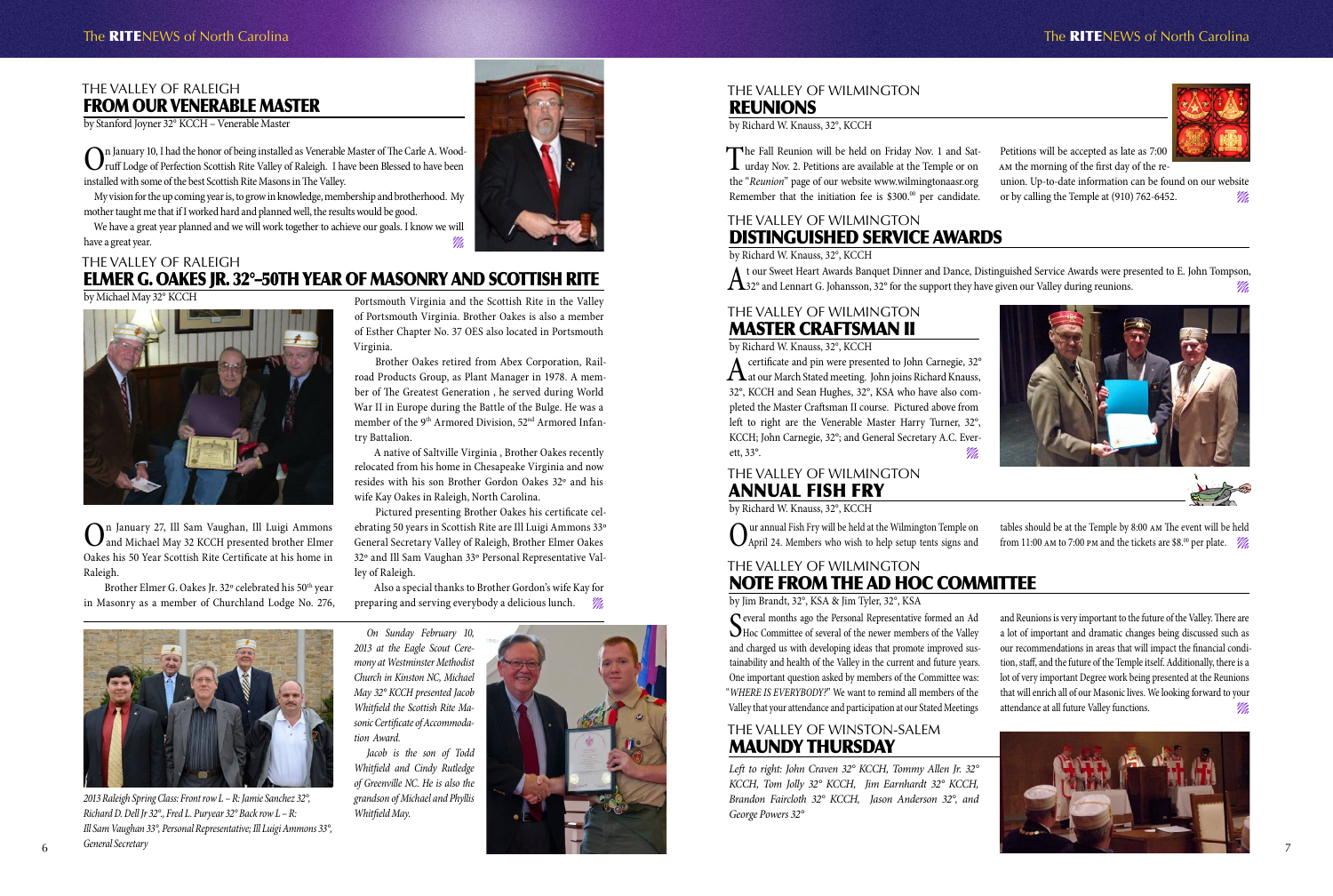## THE VALLEY OF RALEIGH
# FROM OUR VENERABLE MASTER

by Stanford Joyner 32° KCCH – Venerable Master

On January 10, I had the honor of being installed as Venerable Master of The Carle A. Woodruff Lodge of Perfection Scottish Rite Valley of Raleigh. I have been Blessed to have been installed with some of the best Scottish Rite Masons in The Valley.

My vision for the up coming year is, to grow in knowledge, membership and brotherhood. My mother taught me that if I worked hard and planned well, the results would be good.

We have a great year planned and we will work together to achieve our goals. I know we will have a great year.

## THE VALLEY OF RALEIGH
# ELMER G. OAKES JR. 32°–50TH YEAR OF MASONRY AND SCOTTISH RITE

by Michael May 32° KCCH

On January 27, Ill Sam Vaughan, Ill Luigi Ammons and Michael May 32 KCCH presented brother Elmer Oakes his 50 Year Scottish Rite Certificate at his home in Raleigh.

Brother Elmer G. Oakes Jr. 32° celebrated his 50th year in Masonry as a member of Churchland Lodge No. 276, Portsmouth Virginia and the Scottish Rite in the Valley of Portsmouth Virginia. Brother Oakes is also a member of Esther Chapter No. 37 OES also located in Portsmouth Virginia.

Brother Oakes retired from Abex Corporation, Railroad Products Group, as Plant Manager in 1978. A member of The Greatest Generation , he served during World War II in Europe during the Battle of the Bulge. He was a member of the 9th Armored Division, 52nd Armored Infantry Battalion.

A native of Saltville Virginia , Brother Oakes recently relocated from his home in Chesapeake Virginia and now resides with his son Brother Gordon Oakes 32° and his wife Kay Oakes in Raleigh, North Carolina.

Pictured presenting Brother Oakes his certificate celebrating 50 years in Scottish Rite are Ill Luigi Ammons 33° General Secretary Valley of Raleigh, Brother Elmer Oakes 32° and Ill Sam Vaughan 33° Personal Representative Valley of Raleigh.

Also a special thanks to Brother Gordon's wife Kay for preparing and serving everybody a delicious lunch.

*2013 Raleigh Spring Class: Front row L – R: Jamie Sanchez 32°, Richard D. Dell Jr 32°., Fred L. Puryear 32° Back row L – R: Ill Sam Vaughan 33°, Personal Representative; Ill Luigi Ammons 33°, General Secretary*

*On Sunday February 10, 2013 at the Eagle Scout Ceremony at Westminster Methodist Church in Kinston NC, Michael May 32° KCCH presented Jacob Whitfield the Scottish Rite Masonic Certificate of Accommodation Award.*

*Jacob is the son of Todd Whitfield and Cindy Rutledge of Greenville NC. He is also the grandson of Michael and Phyllis Whitfield May.*

## THE VALLEY OF WILMINGTON
# REUNIONS

by Richard W. Knauss, 32°, KCCH

The Fall Reunion will be held on Friday Nov. 1 and Saturday Nov. 2. Petitions are available at the Temple or on the "*Reunion*" page of our website www.wilmingtonaasr.org Remember that the initiation fee is $300.00 per candidate. Petitions will be accepted as late as 7:00 AM the morning of the first day of the reunion. Up-to-date information can be found on our website or by calling the Temple at (910) 762-6452.

## THE VALLEY OF WILMINGTON
# DISTINGUISHED SERVICE AWARDS

by Richard W. Knauss, 32°, KCCH

At our Sweet Heart Awards Banquet Dinner and Dance, Distinguished Service Awards were presented to E. John Tompson, 32° and Lennart G. Johansson, 32° for the support they have given our Valley during reunions.

## THE VALLEY OF WILMINGTON
# MASTER CRAFTSMAN II

by Richard W. Knauss, 32°, KCCH

A certificate and pin were presented to John Carnegie, 32° at our March Stated meeting. John joins Richard Knauss, 32°, KCCH and Sean Hughes, 32°, KSA who have also completed the Master Craftsman II course. Pictured above from left to right are the Venerable Master Harry Turner, 32°, KCCH; John Carnegie, 32°; and General Secretary A.C. Everett, 33°.

## THE VALLEY OF WILMINGTON
# ANNUAL FISH FRY

by Richard W. Knauss, 32°, KCCH

Our annual Fish Fry will be held at the Wilmington Temple on April 24. Members who wish to help setup tents signs and tables should be at the Temple by 8:00 AM The event will be held from 11:00 AM to 7:00 PM and the tickets are $8.00 per plate.

## THE VALLEY OF WILMINGTON
# NOTE FROM THE AD HOC COMMITTEE

by Jim Brandt, 32°, KSA & Jim Tyler, 32°, KSA

Several months ago the Personal Representative formed an Ad Hoc Committee of several of the newer members of the Valley and charged us with developing ideas that promote improved sustainability and health of the Valley in the current and future years. One important question asked by members of the Committee was: "*WHERE IS EVERYBODY?*" We want to remind all members of the Valley that your attendance and participation at our Stated Meetings and Reunions is very important to the future of the Valley. There are a lot of important and dramatic changes being discussed such as our recommendations in areas that will impact the financial condition, staff, and the future of the Temple itself. Additionally, there is a lot of very important Degree work being presented at the Reunions that will enrich all of our Masonic lives. We looking forward to your attendance at all future Valley functions.

## THE VALLEY OF WINSTON-SALEM
# MAUNDY THURSDAY

*Left to right: John Craven 32° KCCH, Tommy Allen Jr. 32° KCCH, Tom Jolly 32° KCCH, Jim Earnhardt 32° KCCH, Brandon Faircloth 32° KCCH, Jason Anderson 32°, and George Powers 32°*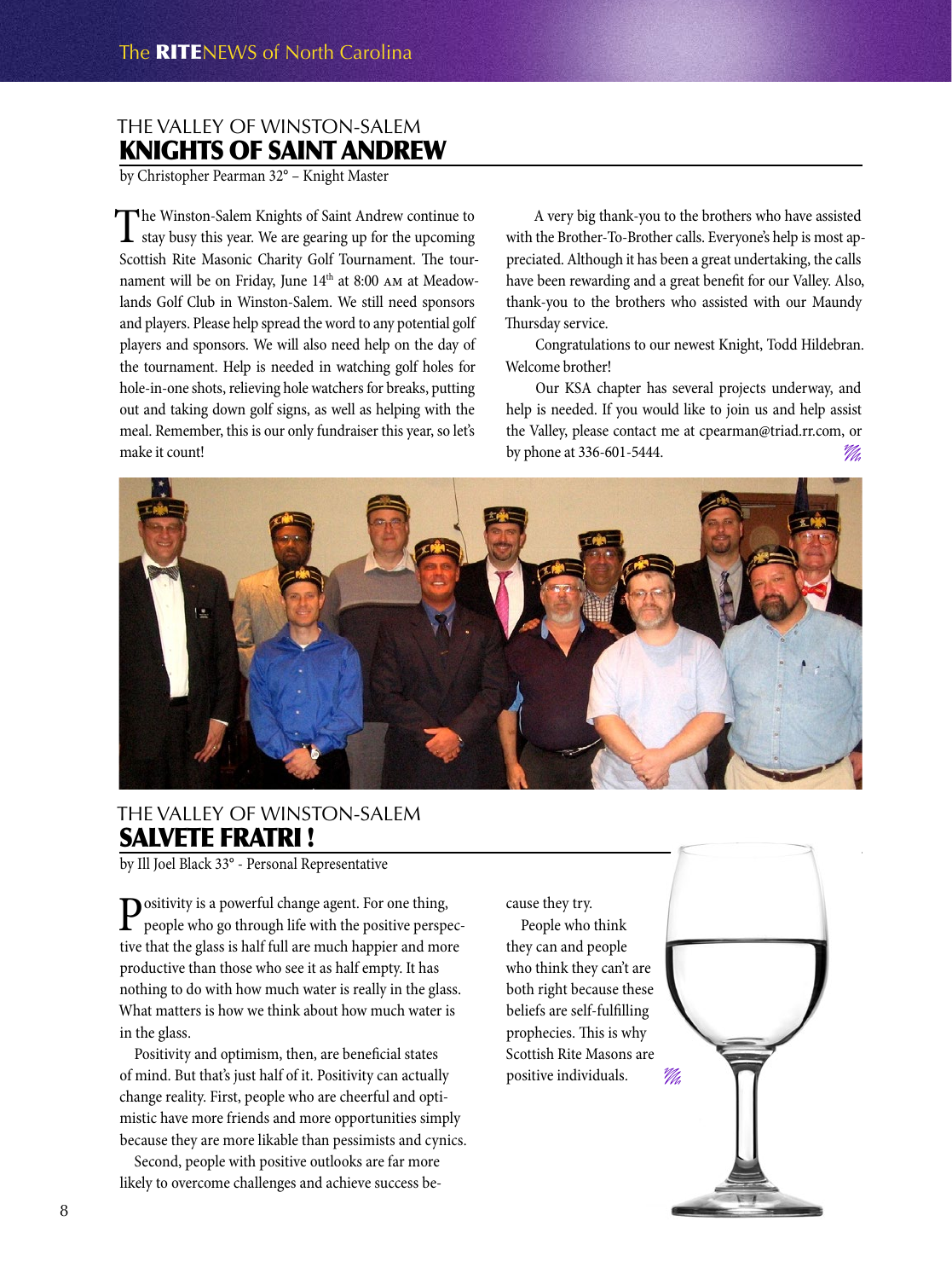## THE VALLEY OF WINSTON-SALEM
# KNIGHTS OF SAINT ANDREW

by Christopher Pearman 32° – Knight Master

The Winston-Salem Knights of Saint Andrew continue to stay busy this year. We are gearing up for the upcoming Scottish Rite Masonic Charity Golf Tournament. The tournament will be on Friday, June 14th at 8:00 AM at Meadowlands Golf Club in Winston-Salem. We still need sponsors and players. Please help spread the word to any potential golf players and sponsors. We will also need help on the day of the tournament. Help is needed in watching golf holes for hole-in-one shots, relieving hole watchers for breaks, putting out and taking down golf signs, as well as helping with the meal. Remember, this is our only fundraiser this year, so let's make it count!

A very big thank-you to the brothers who have assisted with the Brother-To-Brother calls. Everyone's help is most appreciated. Although it has been a great undertaking, the calls have been rewarding and a great benefit for our Valley. Also, thank-you to the brothers who assisted with our Maundy Thursday service.

Congratulations to our newest Knight, Todd Hildebran. Welcome brother!

Our KSA chapter has several projects underway, and help is needed. If you would like to join us and help assist the Valley, please contact me at cpearman@triad.rr.com, or by phone at 336-601-5444.

## THE VALLEY OF WINSTON-SALEM
# SALVETE FRATRI !

by Ill Joel Black 33° - Personal Representative

Positivity is a powerful change agent. For one thing, people who go through life with the positive perspective that the glass is half full are much happier and more productive than those who see it as half empty. It has nothing to do with how much water is really in the glass. What matters is how we think about how much water is in the glass.

Positivity and optimism, then, are beneficial states of mind. But that's just half of it. Positivity can actually change reality. First, people who are cheerful and optimistic have more friends and more opportunities simply because they are more likable than pessimists and cynics.

Second, people with positive outlooks are far more likely to overcome challenges and achieve success because they try.

People who think they can and people who think they can't are both right because these beliefs are self-fulfilling prophecies. This is why Scottish Rite Masons are positive individuals.